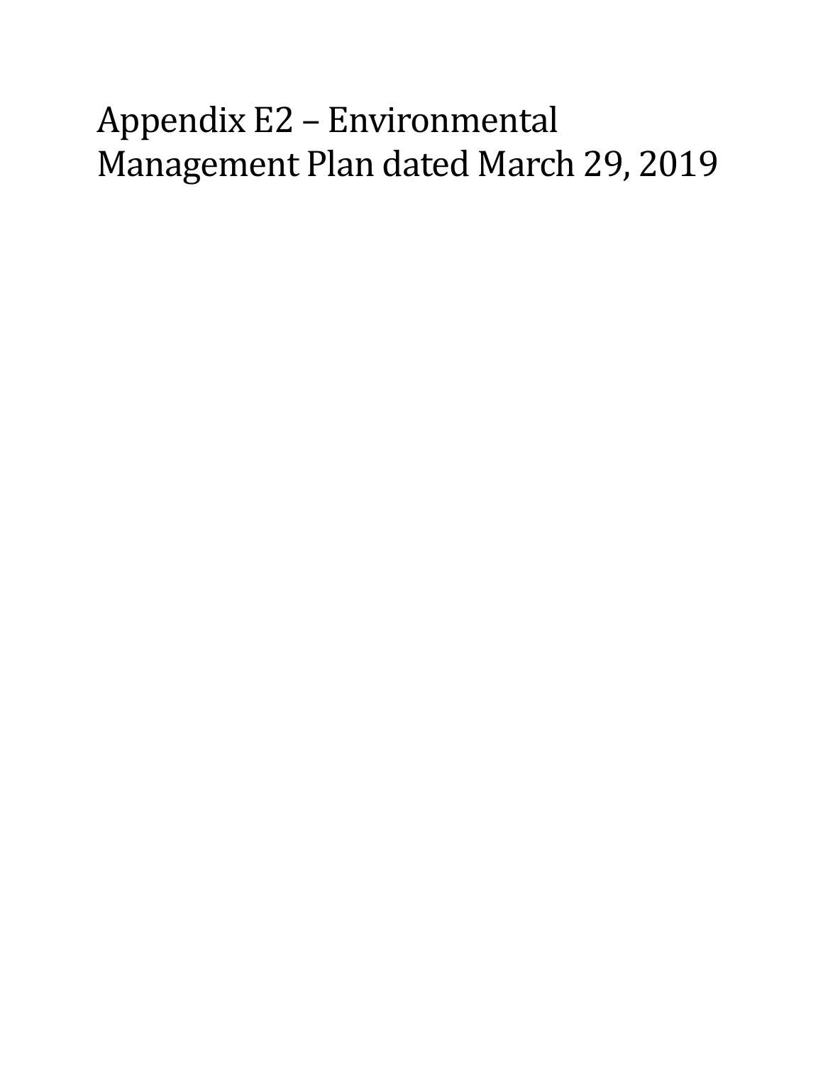# Appendix E2 – Environmental Management Plan dated March 29, 2019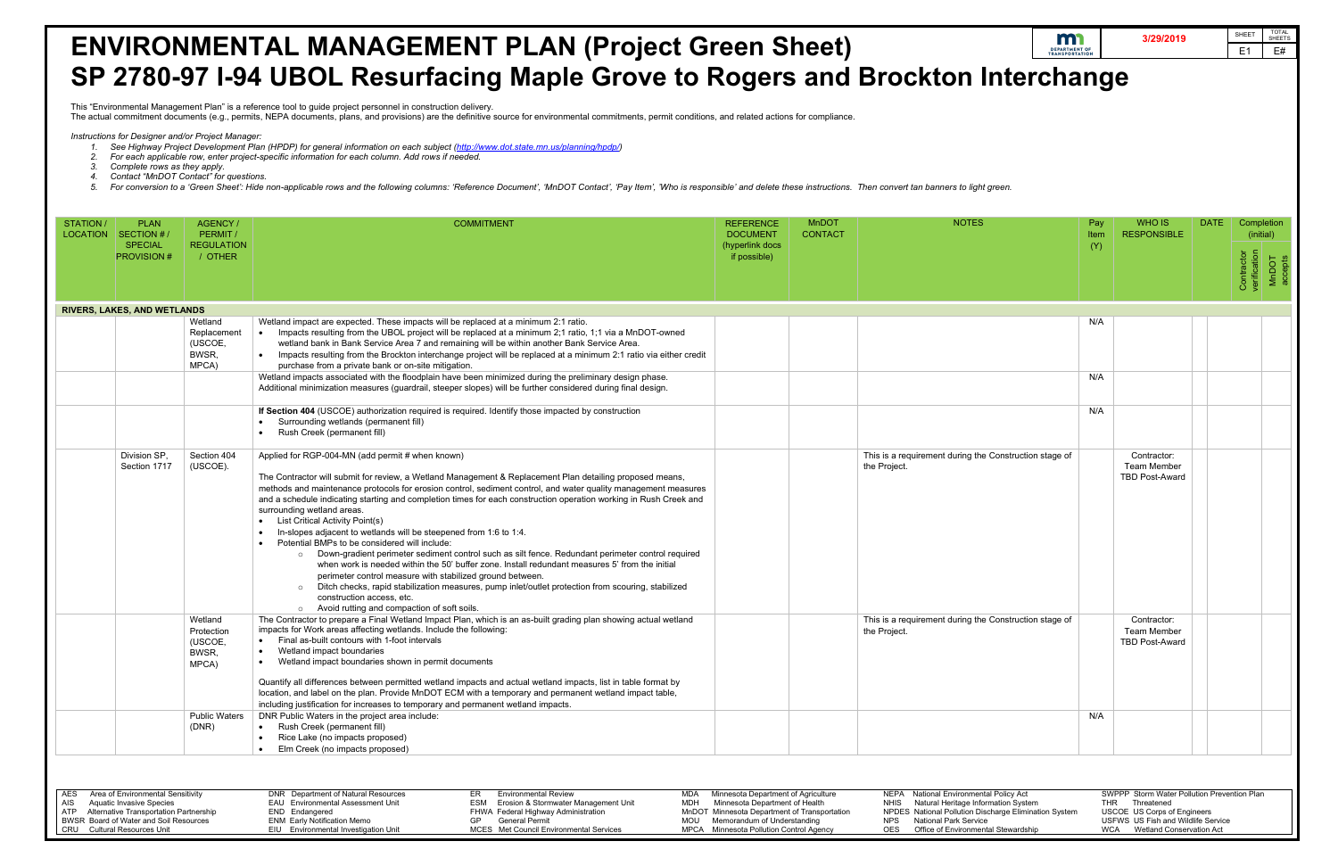# ENVIRONMENTAL MANAGEMENT PLAN (Project Green Sheet)

# SP 2780-97 I-94 UBOL Resurfacing Maple Grove to Rogers and Brockton Interchange

3/29/2019

SHEET E1 | TOTAL SHEETS E#

This "Environmental Management Plan" is a reference tool to guide project personnel in construction delivery.
The actual commitment documents (e.g., permits, NEPA documents, plans, and provisions) are the definitive source for environmental commitments, permit conditions, and related actions for compliance.

*Instructions for Designer and/or Project Manager:*

1. *See Highway Project Development Plan (HPDP) for general information on each subject (http://www.dot.state.mn.us/planning/hpdp/)*
2. *For each applicable row, enter project-specific information for each column. Add rows if needed.*
3. *Complete rows as they apply.*
4. *Contact "MnDOT Contact" for questions.*
5. *For conversion to a 'Green Sheet': Hide non-applicable rows and the following columns: 'Reference Document', 'MnDOT Contact', 'Pay Item', 'Who is responsible' and delete these instructions. Then convert tan banners to light green.*

| STATION / LOCATION | PLAN SECTION # / SPECIAL PROVISION # | AGENCY / PERMIT / REGULATION / OTHER | COMMITMENT | REFERENCE DOCUMENT (hyperlink docs if possible) | MnDOT CONTACT | NOTES | Pay Item (Y) | WHO IS RESPONSIBLE | DATE | Completion (initial) Contractor verification | MnDOT accepts |
|---|---|---|---|---|---|---|---|---|---|---|---|
| **RIVERS, LAKES, AND WETLANDS** | | | | | | | | | | | |
| | | Wetland Replacement (USCOE, BWSR, MPCA) | Wetland impact are expected. These impacts will be replaced at a minimum 2:1 ratio.<br>• Impacts resulting from the UBOL project will be replaced at a minimum 2;1 ratio, 1;1 via a MnDOT-owned wetland bank in Bank Service Area 7 and remaining will be within another Bank Service Area.<br>• Impacts resulting from the Brockton interchange project will be replaced at a minimum 2:1 ratio via either credit purchase from a private bank or on-site mitigation. | | | | N/A | | | | |
| | | | Wetland impacts associated with the floodplain have been minimized during the preliminary design phase. Additional minimization measures (guardrail, steeper slopes) will be further considered during final design. | | | | N/A | | | | |
| | | | **If Section 404** (USCOE) authorization required is required. Identify those impacted by construction<br>• Surrounding wetlands (permanent fill)<br>• Rush Creek (permanent fill) | | | | N/A | | | | |
| | Division SP, Section 1717 | Section 404 (USCOE). | Applied for RGP-004-MN (add permit # when known)<br><br>The Contractor will submit for review, a Wetland Management & Replacement Plan detailing proposed means, methods and maintenance protocols for erosion control, sediment control, and water quality management measures and a schedule indicating starting and completion times for each construction operation working in Rush Creek and surrounding wetland areas.<br>• List Critical Activity Point(s)<br>• In-slopes adjacent to wetlands will be steepened from 1:6 to 1:4.<br>• Potential BMPs to be considered will include:<br>  ○ Down-gradient perimeter sediment control such as silt fence. Redundant perimeter control required when work is needed within the 50' buffer zone. Install redundant measures 5' from the initial perimeter control measure with stabilized ground between.<br>  ○ Ditch checks, rapid stabilization measures, pump inlet/outlet protection from scouring, stabilized construction access, etc.<br>  ○ Avoid rutting and compaction of soft soils. | | | This is a requirement during the Construction stage of the Project. | | Contractor: Team Member TBD Post-Award | | | |
| | | Wetland Protection (USCOE, BWSR, MPCA) | The Contractor to prepare a Final Wetland Impact Plan, which is an as-built grading plan showing actual wetland impacts for Work areas affecting wetlands. Include the following:<br>• Final as-built contours with 1-foot intervals<br>• Wetland impact boundaries<br>• Wetland impact boundaries shown in permit documents<br><br>Quantify all differences between permitted wetland impacts and actual wetland impacts, list in table format by location, and label on the plan. Provide MnDOT ECM with a temporary and permanent wetland impact table, including justification for increases to temporary and permanent wetland impacts. | | | This is a requirement during the Construction stage of the Project. | | Contractor: Team Member TBD Post-Award | | | |
| | | Public Waters (DNR) | DNR Public Waters in the project area include:<br>• Rush Creek (permanent fill)<br>• Rice Lake (no impacts proposed)<br>• Elm Creek (no impacts proposed) | | | | N/A | | | | |

AES Area of Environmental Sensitivity
AIS Aquatic Invasive Species
ATP Alternative Transportation Partnership
BWSR Board of Water and Soil Resources
CRU Cultural Resources Unit
DNR Department of Natural Resources
EAU Environmental Assessment Unit
END Endangered
ENM Early Notification Memo
EIU Environmental Investigation Unit
ER Environmental Review
ESM Erosion & Stormwater Management Unit
FHWA Federal Highway Administration
GP General Permit
MCES Met Council Environmental Services
MDA Minnesota Department of Agriculture
MDH Minnesota Department of Health
MnDOT Minnesota Department of Transportation
MOU Memorandum of Understanding
MPCA Minnesota Pollution Control Agency
NEPA National Environmental Policy Act
NHIS Natural Heritage Information System
NPDES National Pollution Discharge Elimination System
NPS National Park Service
OES Office of Environmental Stewardship
SWPPP Storm Water Pollution Prevention Plan
THR Threatened
USCOE US Corps of Engineers
USFWS US Fish and Wildlife Service
WCA Wetland Conservation Act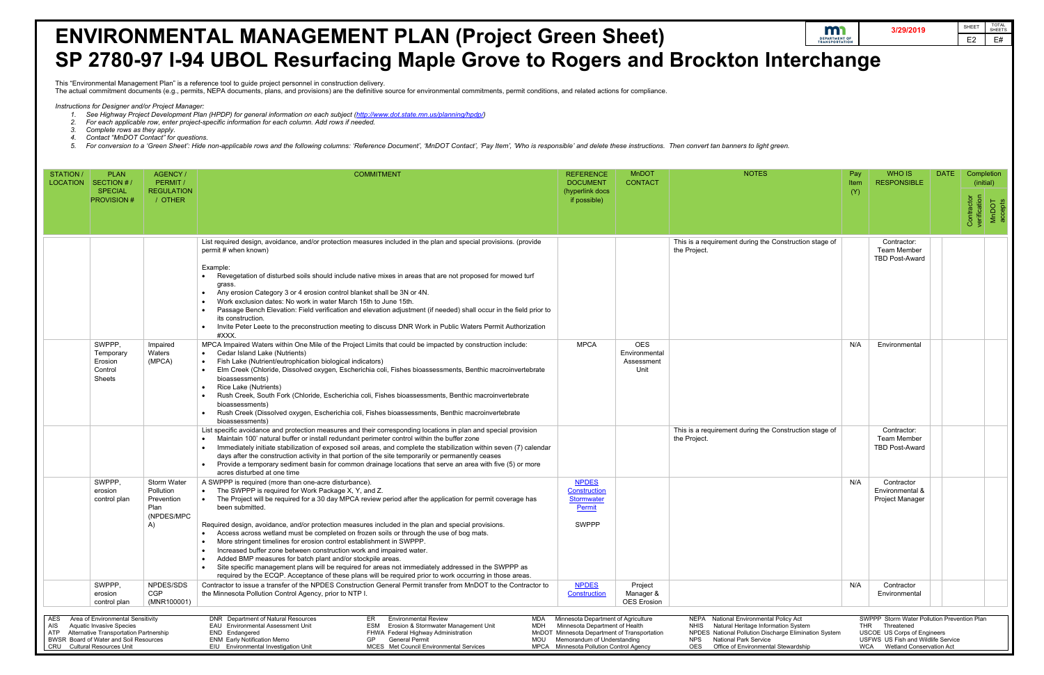# ENVIRONMENTAL MANAGEMENT PLAN (Project Green Sheet)

# SP 2780-97 I-94 UBOL Resurfacing Maple Grove to Rogers and Brockton Interchange

3/29/2019

SHEET E2 | TOTAL SHEETS E#

This "Environmental Management Plan" is a reference tool to guide project personnel in construction delivery.
The actual commitment documents (e.g., permits, NEPA documents, plans, and provisions) are the definitive source for environmental commitments, permit conditions, and related actions for compliance.

*Instructions for Designer and/or Project Manager:*

1. *See Highway Project Development Plan (HPDP) for general information on each subject (http://www.dot.state.mn.us/planning/hpdp/)*
2. *For each applicable row, enter project-specific information for each column. Add rows if needed.*
3. *Complete rows as they apply.*
4. *Contact "MnDOT Contact" for questions.*
5. *For conversion to a 'Green Sheet': Hide non-applicable rows and the following columns: 'Reference Document', 'MnDOT Contact', 'Pay Item', 'Who is responsible' and delete these instructions. Then convert tan banners to light green.*

| STATION / LOCATION | PLAN SECTION # / SPECIAL PROVISION # | AGENCY / PERMIT / REGULATION / OTHER | COMMITMENT | REFERENCE DOCUMENT (hyperlink docs if possible) | MnDOT CONTACT | NOTES | Pay Item (Y) | WHO IS RESPONSIBLE | DATE | Completion (initial): Contractor verification | Completion (initial): MnDOT accepts |
|---|---|---|---|---|---|---|---|---|---|---|---|
| | | | List required design, avoidance, and/or protection measures included in the plan and special provisions. (provide permit # when known)<br><br>Example:<br>• Revegetation of disturbed soils should include native mixes in areas that are not proposed for mowed turf grass.<br>• Any erosion Category 3 or 4 erosion control blanket shall be 3N or 4N.<br>• Work exclusion dates: No work in water March 15th to June 15th.<br>• Passage Bench Elevation: Field verification and elevation adjustment (if needed) shall occur in the field prior to its construction.<br>• Invite Peter Leete to the preconstruction meeting to discuss DNR Work in Public Waters Permit Authorization #XXX. | | | This is a requirement during the Construction stage of the Project. | | Contractor: Team Member TBD Post-Award | | | |
| | SWPPP, Temporary Erosion Control Sheets | Impaired Waters (MPCA) | MPCA Impaired Waters within One Mile of the Project Limits that could be impacted by construction include:<br>• Cedar Island Lake (Nutrients)<br>• Fish Lake (Nutrient/eutrophication biological indicators)<br>• Elm Creek (Chloride, Dissolved oxygen, Escherichia coli, Fishes bioassessments, Benthic macroinvertebrate bioassessments)<br>• Rice Lake (Nutrients)<br>• Rush Creek, South Fork (Chloride, Escherichia coli, Fishes bioassessments, Benthic macroinvertebrate bioassessments)<br>• Rush Creek (Dissolved oxygen, Escherichia coli, Fishes bioassessments, Benthic macroinvertebrate bioassessments) | MPCA | OES Environmental Assessment Unit | | N/A | Environmental | | | |
| | | | List specific avoidance and protection measures and their corresponding locations in plan and special provision<br>• Maintain 100' natural buffer or install redundant perimeter control within the buffer zone<br>• Immediately initiate stabilization of exposed soil areas, and complete the stabilization within seven (7) calendar days after the construction activity in that portion of the site temporarily or permanently ceases<br>• Provide a temporary sediment basin for common drainage locations that serve an area with five (5) or more acres disturbed at one time | | | This is a requirement during the Construction stage of the Project. | | Contractor: Team Member TBD Post-Award | | | |
| | SWPPP, erosion control plan | Storm Water Pollution Prevention Plan (NPDES/MPCA) | A SWPPP is required (more than one-acre disturbance).<br>• The SWPPP is required for Work Package X, Y, and Z.<br>• The Project will be required for a 30 day MPCA review period after the application for permit coverage has been submitted.<br><br>Required design, avoidance, and/or protection measures included in the plan and special provisions.<br>• Access across wetland must be completed on frozen soils or through the use of bog mats.<br>• More stringent timelines for erosion control establishment in SWPPP.<br>• Increased buffer zone between construction work and impaired water.<br>• Added BMP measures for batch plant and/or stockpile areas.<br>• Site specific management plans will be required for areas not immediately addressed in the SWPPP as required by the ECQP. Acceptance of these plans will be required prior to work occurring in those areas. | NPDES Construction Stormwater Permit<br><br>SWPPP | | | N/A | Contractor Environmental & Project Manager | | | |
| | SWPPP, erosion control plan | NPDES/SDS CGP (MNR100001) | Contractor to issue a transfer of the NPDES Construction General Permit transfer from MnDOT to the Contractor to the Minnesota Pollution Control Agency, prior to NTP I. | NPDES Construction | Project Manager & OES Erosion | | N/A | Contractor Environmental | | | |

AES Area of Environmental Sensitivity; AIS Aquatic Invasive Species; ATP Alternative Transportation Partnership; BWSR Board of Water and Soil Resources; CRU Cultural Resources Unit; DNR Department of Natural Resources; EAU Environmental Assessment Unit; END Endangered; ENM Early Notification Memo; EIU Environmental Investigation Unit; ER Environmental Review; ESM Erosion & Stormwater Management Unit; FHWA Federal Highway Administration; GP General Permit; MCES Met Council Environmental Services; MDA Minnesota Department of Agriculture; MDH Minnesota Department of Health; MnDOT Minnesota Department of Transportation; MOU Memorandum of Understanding; MPCA Minnesota Pollution Control Agency; NEPA National Environmental Policy Act; NHIS Natural Heritage Information System; NPDES National Pollution Discharge Elimination System; NPS National Park Service; OES Office of Environmental Stewardship; SWPPP Storm Water Pollution Prevention Plan; THR Threatened; USCOE US Corps of Engineers; USFWS US Fish and Wildlife Service; WCA Wetland Conservation Act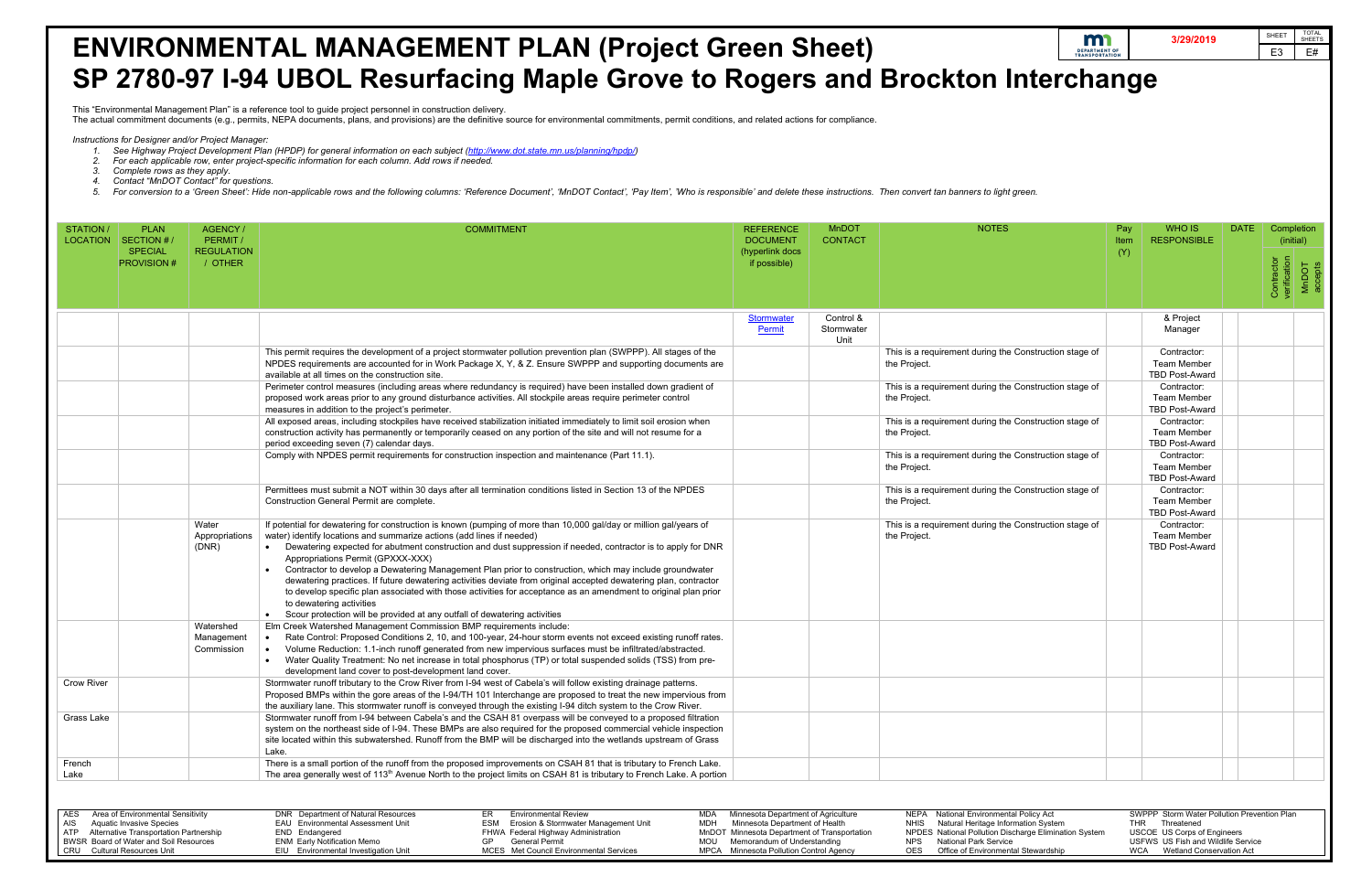# ENVIRONMENTAL MANAGEMENT PLAN (Project Green Sheet)

# SP 2780-97 I-94 UBOL Resurfacing Maple Grove to Rogers and Brockton Interchange

3/29/2019

| SHEET | TOTAL SHEETS |
|---|---|
| E3 | E# |

This "Environmental Management Plan" is a reference tool to guide project personnel in construction delivery.
The actual commitment documents (e.g., permits, NEPA documents, plans, and provisions) are the definitive source for environmental commitments, permit conditions, and related actions for compliance.

*Instructions for Designer and/or Project Manager:*

1. *See Highway Project Development Plan (HPDP) for general information on each subject (http://www.dot.state.mn.us/planning/hpdp/)*
2. *For each applicable row, enter project-specific information for each column. Add rows if needed.*
3. *Complete rows as they apply.*
4. *Contact "MnDOT Contact" for questions.*
5. *For conversion to a 'Green Sheet': Hide non-applicable rows and the following columns: 'Reference Document', 'MnDOT Contact', 'Pay Item', 'Who is responsible' and delete these instructions. Then convert tan banners to light green.*

| STATION / LOCATION | PLAN SECTION # / SPECIAL PROVISION # | AGENCY / PERMIT / REGULATION / OTHER | COMMITMENT | REFERENCE DOCUMENT (hyperlink docs if possible) | MnDOT CONTACT | NOTES | Pay Item (Y) | WHO IS RESPONSIBLE | DATE | Completion (initial) | |
|---|---|---|---|---|---|---|---|---|---|---|---|
| | | | | | | | | | | Contractor verification | MnDOT accepts |
| | | | | Stormwater Permit | Control & Stormwater Unit | | | & Project Manager | | | |
| | | | This permit requires the development of a project stormwater pollution prevention plan (SWPPP). All stages of the NPDES requirements are accounted for in Work Package X, Y, & Z. Ensure SWPPP and supporting documents are available at all times on the construction site. | | | This is a requirement during the Construction stage of the Project. | | Contractor: Team Member TBD Post-Award | | | |
| | | | Perimeter control measures (including areas where redundancy is required) have been installed down gradient of proposed work areas prior to any ground disturbance activities. All stockpile areas require perimeter control measures in addition to the project's perimeter. | | | This is a requirement during the Construction stage of the Project. | | Contractor: Team Member TBD Post-Award | | | |
| | | | All exposed areas, including stockpiles have received stabilization initiated immediately to limit soil erosion when construction activity has permanently or temporarily ceased on any portion of the site and will not resume for a period exceeding seven (7) calendar days. | | | This is a requirement during the Construction stage of the Project. | | Contractor: Team Member TBD Post-Award | | | |
| | | | Comply with NPDES permit requirements for construction inspection and maintenance (Part 11.1). | | | This is a requirement during the Construction stage of the Project. | | Contractor: Team Member TBD Post-Award | | | |
| | | | Permittees must submit a NOT within 30 days after all termination conditions listed in Section 13 of the NPDES Construction General Permit are complete. | | | This is a requirement during the Construction stage of the Project. | | Contractor: Team Member TBD Post-Award | | | |
| | | Water Appropriations (DNR) | If potential for dewatering for construction is known (pumping of more than 10,000 gal/day or million gal/years of water) identify locations and summarize actions (add lines if needed)<br>• Dewatering expected for abutment construction and dust suppression if needed, contractor is to apply for DNR Appropriations Permit (GPXXX-XXX)<br>• Contractor to develop a Dewatering Management Plan prior to construction, which may include groundwater dewatering practices. If future dewatering activities deviate from original accepted dewatering plan, contractor to develop specific plan associated with those activities for acceptance as an amendment to original plan prior to dewatering activities<br>• Scour protection will be provided at any outfall of dewatering activities | | | This is a requirement during the Construction stage of the Project. | | Contractor: Team Member TBD Post-Award | | | |
| | | Watershed Management Commission | Elm Creek Watershed Management Commission BMP requirements include:<br>• Rate Control: Proposed Conditions 2, 10, and 100-year, 24-hour storm events not exceed existing runoff rates.<br>• Volume Reduction: 1.1-inch runoff generated from new impervious surfaces must be infiltrated/abstracted.<br>• Water Quality Treatment: No net increase in total phosphorus (TP) or total suspended solids (TSS) from pre-development land cover to post-development land cover. | | | | | | | | |
| Crow River | | | Stormwater runoff tributary to the Crow River from I-94 west of Cabela's will follow existing drainage patterns. Proposed BMPs within the gore areas of the I-94/TH 101 Interchange are proposed to treat the new impervious from the auxiliary lane. This stormwater runoff is conveyed through the existing I-94 ditch system to the Crow River. | | | | | | | | |
| Grass Lake | | | Stormwater runoff from I-94 between Cabela's and the CSAH 81 overpass will be conveyed to a proposed filtration system on the northeast side of I-94. These BMPs are also required for the proposed commercial vehicle inspection site located within this subwatershed. Runoff from the BMP will be discharged into the wetlands upstream of Grass Lake. | | | | | | | | |
| French Lake | | | There is a small portion of the runoff from the proposed improvements on CSAH 81 that is tributary to French Lake. The area generally west of 113th Avenue North to the project limits on CSAH 81 is tributary to French Lake. A portion | | | | | | | | |

AES Area of Environmental Sensitivity; AIS Aquatic Invasive Species; ATP Alternative Transportation Partnership; BWSR Board of Water and Soil Resources; CRU Cultural Resources Unit; DNR Department of Natural Resources; EAU Environmental Assessment Unit; END Endangered; ENM Early Notification Memo; EIU Environmental Investigation Unit; ER Environmental Review; ESM Erosion & Stormwater Management Unit; FHWA Federal Highway Administration; GP General Permit; MCES Met Council Environmental Services; MDA Minnesota Department of Agriculture; MDH Minnesota Department of Health; MnDOT Minnesota Department of Transportation; MOU Memorandum of Understanding; MPCA Minnesota Pollution Control Agency; NEPA National Environmental Policy Act; NHIS Natural Heritage Information System; NPDES National Pollution Discharge Elimination System; NPS National Park Service; OES Office of Environmental Stewardship; SWPPP Storm Water Pollution Prevention Plan; THR Threatened; USCOE US Corps of Engineers; USFWS US Fish and Wildlife Service; WCA Wetland Conservation Act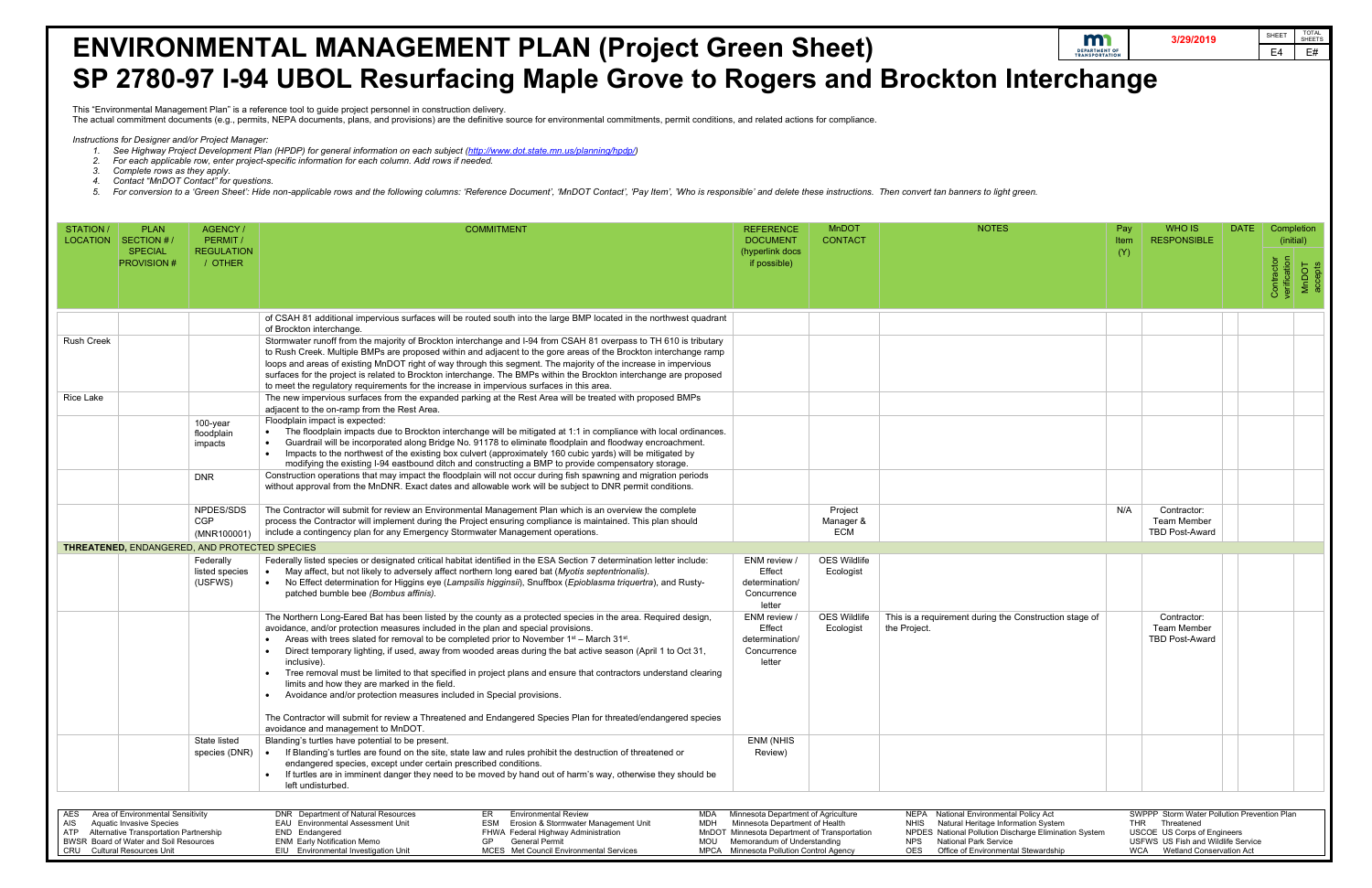# ENVIRONMENTAL MANAGEMENT PLAN (Project Green Sheet)

# SP 2780-97 I-94 UBOL Resurfacing Maple Grove to Rogers and Brockton Interchange

3/29/2019

SHEET E4 | TOTAL SHEETS E#

This "Environmental Management Plan" is a reference tool to guide project personnel in construction delivery.
The actual commitment documents (e.g., permits, NEPA documents, plans, and provisions) are the definitive source for environmental commitments, permit conditions, and related actions for compliance.

*Instructions for Designer and/or Project Manager:*

1. *See Highway Project Development Plan (HPDP) for general information on each subject (http://www.dot.state.mn.us/planning/hpdp/)*
2. *For each applicable row, enter project-specific information for each column. Add rows if needed.*
3. *Complete rows as they apply.*
4. *Contact "MnDOT Contact" for questions.*
5. *For conversion to a 'Green Sheet': Hide non-applicable rows and the following columns: 'Reference Document', 'MnDOT Contact', 'Pay Item', 'Who is responsible' and delete these instructions. Then convert tan banners to light green.*

| STATION / LOCATION | PLAN SECTION # / SPECIAL PROVISION # | AGENCY / PERMIT / REGULATION / OTHER | COMMITMENT | REFERENCE DOCUMENT (hyperlink docs if possible) | MnDOT CONTACT | NOTES | Pay Item (Y) | WHO IS RESPONSIBLE | DATE | Completion (initial) Contractor verification | MnDOT accepts |
|---|---|---|---|---|---|---|---|---|---|---|---|
| | | | of CSAH 81 additional impervious surfaces will be routed south into the large BMP located in the northwest quadrant of Brockton interchange. | | | | | | | | |
| Rush Creek | | | Stormwater runoff from the majority of Brockton interchange and I-94 from CSAH 81 overpass to TH 610 is tributary to Rush Creek. Multiple BMPs are proposed within and adjacent to the gore areas of the Brockton interchange ramp loops and areas of existing MnDOT right of way through this segment. The majority of the increase in impervious surfaces for the project is related to Brockton interchange. The BMPs within the Brockton interchange are proposed to meet the regulatory requirements for the increase in impervious surfaces in this area. | | | | | | | | |
| Rice Lake | | | The new impervious surfaces from the expanded parking at the Rest Area will be treated with proposed BMPs adjacent to the on-ramp from the Rest Area. | | | | | | | | |
| | | 100-year floodplain impacts | Floodplain impact is expected: <br>• The floodplain impacts due to Brockton interchange will be mitigated at 1:1 in compliance with local ordinances. <br>• Guardrail will be incorporated along Bridge No. 91178 to eliminate floodplain and floodway encroachment. <br>• Impacts to the northwest of the existing box culvert (approximately 160 cubic yards) will be mitigated by modifying the existing I-94 eastbound ditch and constructing a BMP to provide compensatory storage. | | | | | | | | |
| | | DNR | Construction operations that may impact the floodplain will not occur during fish spawning and migration periods without approval from the MnDNR. Exact dates and allowable work will be subject to DNR permit conditions. | | | | | | | | |
| | | NPDES/SDS CGP (MNR100001) | The Contractor will submit for review an Environmental Management Plan which is an overview the complete process the Contractor will implement during the Project ensuring compliance is maintained. This plan should include a contingency plan for any Emergency Stormwater Management operations. | | Project Manager & ECM | | N/A | Contractor: Team Member TBD Post-Award | | | |
| **THREATENED,** ENDANGERED, AND PROTECTED SPECIES | | | | | | | | | | | |
| | | Federally listed species (USFWS) | Federally listed species or designated critical habitat identified in the ESA Section 7 determination letter include: <br>• May affect, but not likely to adversely affect northern long eared bat (*Myotis septentrionalis)*. <br>• No Effect determination for Higgins eye (*Lampsilis higginsii*), Snuffbox (*Epioblasma triquertra*), and Rusty-patched bumble bee (*Bombus affinis).* | ENM review / Effect determination/ Concurrence letter | OES Wildlife Ecologist | | | | | | |
| | | | The Northern Long-Eared Bat has been listed by the county as a protected species in the area. Required design, avoidance, and/or protection measures included in the plan and special provisions. <br>• Areas with trees slated for removal to be completed prior to November 1st – March 31st. <br>• Direct temporary lighting, if used, away from wooded areas during the bat active season (April 1 to Oct 31, inclusive). <br>• Tree removal must be limited to that specified in project plans and ensure that contractors understand clearing limits and how they are marked in the field. <br>• Avoidance and/or protection measures included in Special provisions. <br><br>The Contractor will submit for review a Threatened and Endangered Species Plan for threated/endangered species avoidance and management to MnDOT. | ENM review / Effect determination/ Concurrence letter | OES Wildlife Ecologist | This is a requirement during the Construction stage of the Project. | | Contractor: Team Member TBD Post-Award | | | |
| | | State listed species (DNR) | Blanding's turtles have potential to be present. <br>• If Blanding's turtles are found on the site, state law and rules prohibit the destruction of threatened or endangered species, except under certain prescribed conditions. <br>• If turtles are in imminent danger they need to be moved by hand out of harm's way, otherwise they should be left undisturbed. | ENM (NHIS Review) | | | | | | | |

AES Area of Environmental Sensitivity
AIS Aquatic Invasive Species
ATP Alternative Transportation Partnership
BWSR Board of Water and Soil Resources
CRU Cultural Resources Unit
DNR Department of Natural Resources
EAU Environmental Assessment Unit
END Endangered
ENM Early Notification Memo
EIU Environmental Investigation Unit
ER Environmental Review
ESM Erosion & Stormwater Management Unit
FHWA Federal Highway Administration
GP General Permit
MCES Met Council Environmental Services
MDA Minnesota Department of Agriculture
MDH Minnesota Department of Health
MnDOT Minnesota Department of Transportation
MOU Memorandum of Understanding
MPCA Minnesota Pollution Control Agency
NEPA National Environmental Policy Act
NHIS Natural Heritage Information System
NPDES National Pollution Discharge Elimination System
NPS National Park Service
OES Office of Environmental Stewardship
SWPPP Storm Water Pollution Prevention Plan
THR Threatened
USCOE US Corps of Engineers
USFWS US Fish and Wildlife Service
WCA Wetland Conservation Act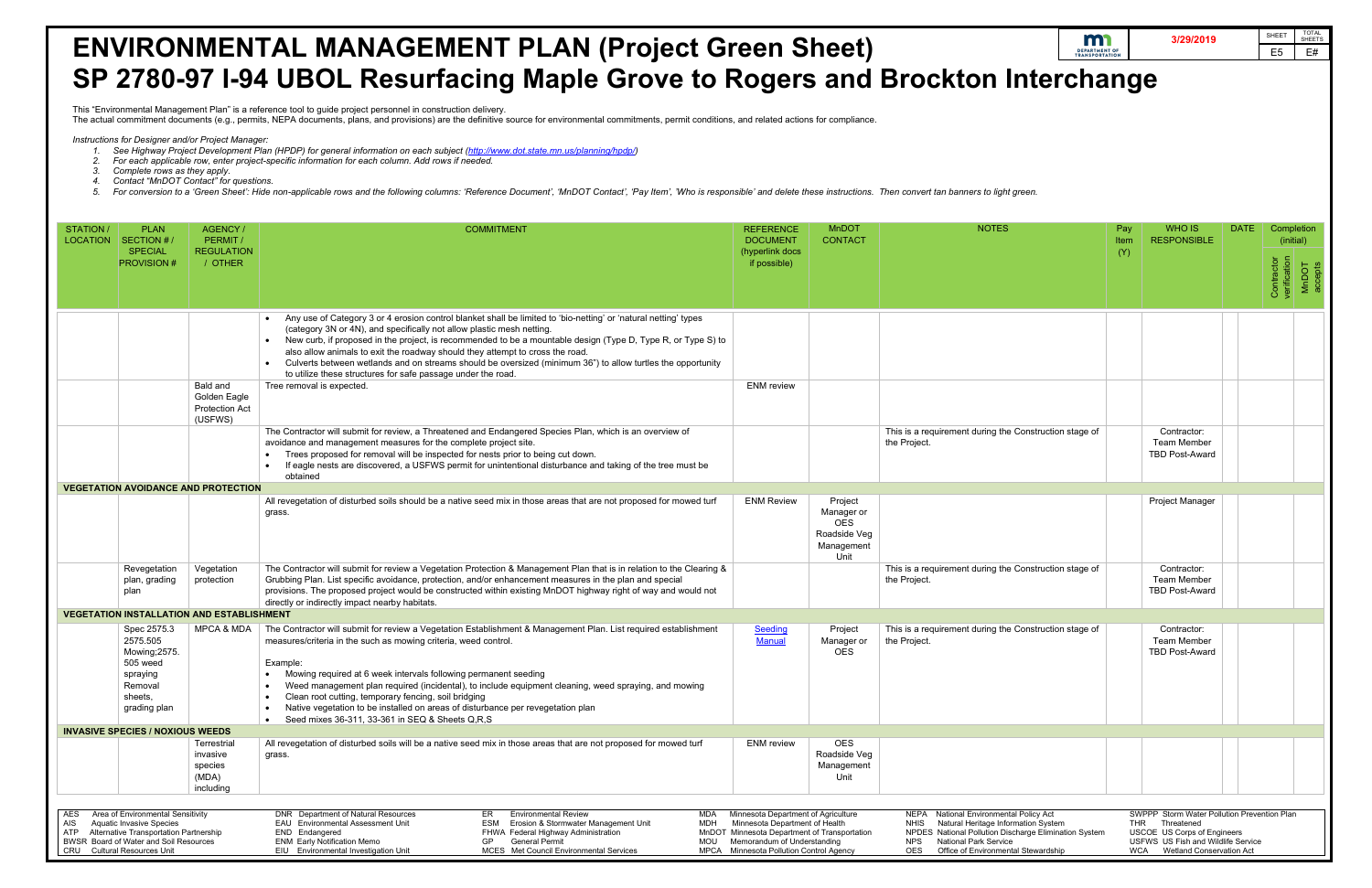# ENVIRONMENTAL MANAGEMENT PLAN (Project Green Sheet)

# SP 2780-97 I-94 UBOL Resurfacing Maple Grove to Rogers and Brockton Interchange

3/29/2019

SHEET E5 | TOTAL SHEETS E#

This "Environmental Management Plan" is a reference tool to guide project personnel in construction delivery.
The actual commitment documents (e.g., permits, NEPA documents, plans, and provisions) are the definitive source for environmental commitments, permit conditions, and related actions for compliance.

*Instructions for Designer and/or Project Manager:*

1. *See Highway Project Development Plan (HPDP) for general information on each subject (http://www.dot.state.mn.us/planning/hpdp/)*
2. *For each applicable row, enter project-specific information for each column. Add rows if needed.*
3. *Complete rows as they apply.*
4. *Contact "MnDOT Contact" for questions.*
5. *For conversion to a 'Green Sheet': Hide non-applicable rows and the following columns: 'Reference Document', 'MnDOT Contact', 'Pay Item', 'Who is responsible' and delete these instructions. Then convert tan banners to light green.*

| STATION / LOCATION | PLAN SECTION # / SPECIAL PROVISION # | AGENCY / PERMIT / REGULATION / OTHER | COMMITMENT | REFERENCE DOCUMENT (hyperlink docs if possible) | MnDOT CONTACT | NOTES | Pay Item (Y) | WHO IS RESPONSIBLE | DATE | Completion (initial): Contractor verification | Completion (initial): MnDOT accepts |
|---|---|---|---|---|---|---|---|---|---|---|---|
| | | | • Any use of Category 3 or 4 erosion control blanket shall be limited to 'bio-netting' or 'natural netting' types (category 3N or 4N), and specifically not allow plastic mesh netting.<br>• New curb, if proposed in the project, is recommended to be a mountable design (Type D, Type R, or Type S) to also allow animals to exit the roadway should they attempt to cross the road.<br>• Culverts between wetlands and on streams should be oversized (minimum 36") to allow turtles the opportunity to utilize these structures for safe passage under the road. | | | | | | | | |
| | | Bald and Golden Eagle Protection Act (USFWS) | Tree removal is expected. | ENM review | | | | | | | |
| | | | The Contractor will submit for review, a Threatened and Endangered Species Plan, which is an overview of avoidance and management measures for the complete project site.<br>• Trees proposed for removal will be inspected for nests prior to being cut down.<br>• If eagle nests are discovered, a USFWS permit for unintentional disturbance and taking of the tree must be obtained | | | This is a requirement during the Construction stage of the Project. | | Contractor: Team Member TBD Post-Award | | | |
| **VEGETATION AVOIDANCE AND PROTECTION** | | | | | | | | | | | |
| | | | All revegetation of disturbed soils should be a native seed mix in those areas that are not proposed for mowed turf grass. | ENM Review | Project Manager or OES Roadside Veg Management Unit | | | Project Manager | | | |
| | Revegetation plan, grading plan | Vegetation protection | The Contractor will submit for review a Vegetation Protection & Management Plan that is in relation to the Clearing & Grubbing Plan. List specific avoidance, protection, and/or enhancement measures in the plan and special provisions. The proposed project would be constructed within existing MnDOT highway right of way and would not directly or indirectly impact nearby habitats. | | | This is a requirement during the Construction stage of the Project. | | Contractor: Team Member TBD Post-Award | | | |
| **VEGETATION INSTALLATION AND ESTABLISHMENT** | | | | | | | | | | | |
| | Spec 2575.3 2575.505 Mowing;2575. 505 weed spraying Removal sheets, grading plan | MPCA & MDA | The Contractor will submit for review a Vegetation Establishment & Management Plan. List required establishment measures/criteria in the such as mowing criteria, weed control.<br><br>Example:<br>• Mowing required at 6 week intervals following permanent seeding<br>• Weed management plan required (incidental), to include equipment cleaning, weed spraying, and mowing<br>• Clean root cutting, temporary fencing, soil bridging<br>• Native vegetation to be installed on areas of disturbance per revegetation plan<br>• Seed mixes 36-311, 33-361 in SEQ & Sheets Q,R,S | Seeding Manual | Project Manager or OES | This is a requirement during the Construction stage of the Project. | | Contractor: Team Member TBD Post-Award | | | |
| **INVASIVE SPECIES / NOXIOUS WEEDS** | | | | | | | | | | | |
| | | Terrestrial invasive species (MDA) including | All revegetation of disturbed soils will be a native seed mix in those areas that are not proposed for mowed turf grass. | ENM review | OES Roadside Veg Management Unit | | | | | | |

AES Area of Environmental Sensitivity; AIS Aquatic Invasive Species; ATP Alternative Transportation Partnership; BWSR Board of Water and Soil Resources; CRU Cultural Resources Unit; DNR Department of Natural Resources; EAU Environmental Assessment Unit; END Endangered; ENM Early Notification Memo; EIU Environmental Investigation Unit; ER Environmental Review; ESM Erosion & Stormwater Management Unit; FHWA Federal Highway Administration; GP General Permit; MCES Met Council Environmental Services; MDA Minnesota Department of Agriculture; MDH Minnesota Department of Health; MnDOT Minnesota Department of Transportation; MOU Memorandum of Understanding; MPCA Minnesota Pollution Control Agency; NEPA National Environmental Policy Act; NHIS Natural Heritage Information System; NPDES National Pollution Discharge Elimination System; NPS National Park Service; OES Office of Environmental Stewardship; SWPPP Storm Water Pollution Prevention Plan; THR Threatened; USCOE US Corps of Engineers; USFWS US Fish and Wildlife Service; WCA Wetland Conservation Act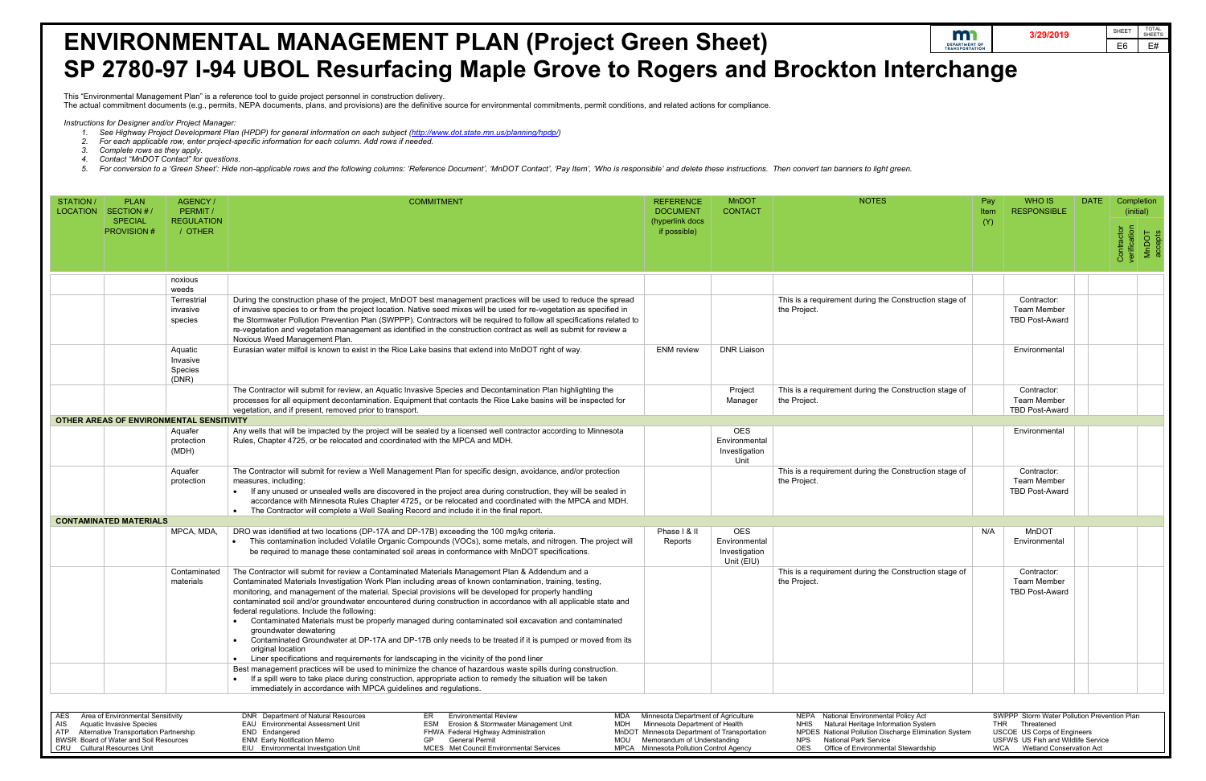# ENVIRONMENTAL MANAGEMENT PLAN (Project Green Sheet)

# SP 2780-97 I-94 UBOL Resurfacing Maple Grove to Rogers and Brockton Interchange

3/29/2019

SHEET: E6 | TOTAL SHEETS: E#

This "Environmental Management Plan" is a reference tool to guide project personnel in construction delivery.
The actual commitment documents (e.g., permits, NEPA documents, plans, and provisions) are the definitive source for environmental commitments, permit conditions, and related actions for compliance.

*Instructions for Designer and/or Project Manager:*

1. *See Highway Project Development Plan (HPDP) for general information on each subject (http://www.dot.state.mn.us/planning/hpdp/)*
2. *For each applicable row, enter project-specific information for each column. Add rows if needed.*
3. *Complete rows as they apply.*
4. *Contact "MnDOT Contact" for questions.*
5. *For conversion to a 'Green Sheet': Hide non-applicable rows and the following columns: 'Reference Document', 'MnDOT Contact', 'Pay Item', 'Who is responsible' and delete these instructions. Then convert tan banners to light green.*

| STATION / LOCATION | PLAN SECTION # / SPECIAL PROVISION # | AGENCY / PERMIT / REGULATION / OTHER | COMMITMENT | REFERENCE DOCUMENT (hyperlink docs if possible) | MnDOT CONTACT | NOTES | Pay Item (Y) | WHO IS RESPONSIBLE | DATE | Completion (initial) Contractor verification | Completion (initial) MnDOT accepts |
|---|---|---|---|---|---|---|---|---|---|---|---|
| | | noxious weeds | | | | | | | | | |
| | | Terrestrial invasive species | During the construction phase of the project, MnDOT best management practices will be used to reduce the spread of invasive species to or from the project location. Native seed mixes will be used for re-vegetation as specified in the Stormwater Pollution Prevention Plan (SWPPP). Contractors will be required to follow all specifications related to re-vegetation and vegetation management as identified in the construction contract as well as submit for review a Noxious Weed Management Plan. | | | This is a requirement during the Construction stage of the Project. | | Contractor: Team Member TBD Post-Award | | | |
| | | Aquatic Invasive Species (DNR) | Eurasian water milfoil is known to exist in the Rice Lake basins that extend into MnDOT right of way. | ENM review | DNR Liaison | | | Environmental | | | |
| | | | The Contractor will submit for review, an Aquatic Invasive Species and Decontamination Plan highlighting the processes for all equipment decontamination. Equipment that contacts the Rice Lake basins will be inspected for vegetation, and if present, removed prior to transport. | | Project Manager | This is a requirement during the Construction stage of the Project. | | Contractor: Team Member TBD Post-Award | | | |
| **OTHER AREAS OF ENVIRONMENTAL SENSITIVITY** | | | | | | | | | | | |
| | | Aquafer protection (MDH) | Any wells that will be impacted by the project will be sealed by a licensed well contractor according to Minnesota Rules, Chapter 4725, or be relocated and coordinated with the MPCA and MDH. | | OES Environmental Investigation Unit | | | Environmental | | | |
| | | Aquafer protection | The Contractor will submit for review a Well Management Plan for specific design, avoidance, and/or protection measures, including:<br>• If any unused or unsealed wells are discovered in the project area during construction, they will be sealed in accordance with Minnesota Rules Chapter 4725, or be relocated and coordinated with the MPCA and MDH.<br>• The Contractor will complete a Well Sealing Record and include it in the final report. | | | This is a requirement during the Construction stage of the Project. | | Contractor: Team Member TBD Post-Award | | | |
| **CONTAMINATED MATERIALS** | | | | | | | | | | | |
| | | MPCA, MDA, | DRO was identified at two locations (DP-17A and DP-17B) exceeding the 100 mg/kg criteria.<br>• This contamination included Volatile Organic Compounds (VOCs), some metals, and nitrogen. The project will be required to manage these contaminated soil areas in conformance with MnDOT specifications. | Phase I & II Reports | OES Environmental Investigation Unit (EIU) | | N/A | MnDOT Environmental | | | |
| | | Contaminated materials | The Contractor will submit for review a Contaminated Materials Management Plan & Addendum and a Contaminated Materials Investigation Work Plan including areas of known contamination, training, testing, monitoring, and management of the material. Special provisions will be developed for properly handling contaminated soil and/or groundwater encountered during construction in accordance with all applicable state and federal regulations. Include the following:<br>• Contaminated Materials must be properly managed during contaminated soil excavation and contaminated groundwater dewatering<br>• Contaminated Groundwater at DP-17A and DP-17B only needs to be treated if it is pumped or moved from its original location<br>• Liner specifications and requirements for landscaping in the vicinity of the pond liner | | | This is a requirement during the Construction stage of the Project. | | Contractor: Team Member TBD Post-Award | | | |
| | | | Best management practices will be used to minimize the chance of hazardous waste spills during construction.<br>• If a spill were to take place during construction, appropriate action to remedy the situation will be taken immediately in accordance with MPCA guidelines and regulations. | | | | | | | | |

AES Area of Environmental Sensitivity
AIS Aquatic Invasive Species
ATP Alternative Transportation Partnership
BWSR Board of Water and Soil Resources
CRU Cultural Resources Unit
DNR Department of Natural Resources
EAU Environmental Assessment Unit
END Endangered
ENM Early Notification Memo
EIU Environmental Investigation Unit
ER Environmental Review
ESM Erosion & Stormwater Management Unit
FHWA Federal Highway Administration
GP General Permit
MCES Met Council Environmental Services
MDA Minnesota Department of Agriculture
MDH Minnesota Department of Health
MnDOT Minnesota Department of Transportation
MOU Memorandum of Understanding
MPCA Minnesota Pollution Control Agency
NEPA National Environmental Policy Act
NHIS Natural Heritage Information System
NPDES National Pollution Discharge Elimination System
NPS National Park Service
OES Office of Environmental Stewardship
SWPPP Storm Water Pollution Prevention Plan
THR Threatened
USCOE US Corps of Engineers
USFWS US Fish and Wildlife Service
WCA Wetland Conservation Act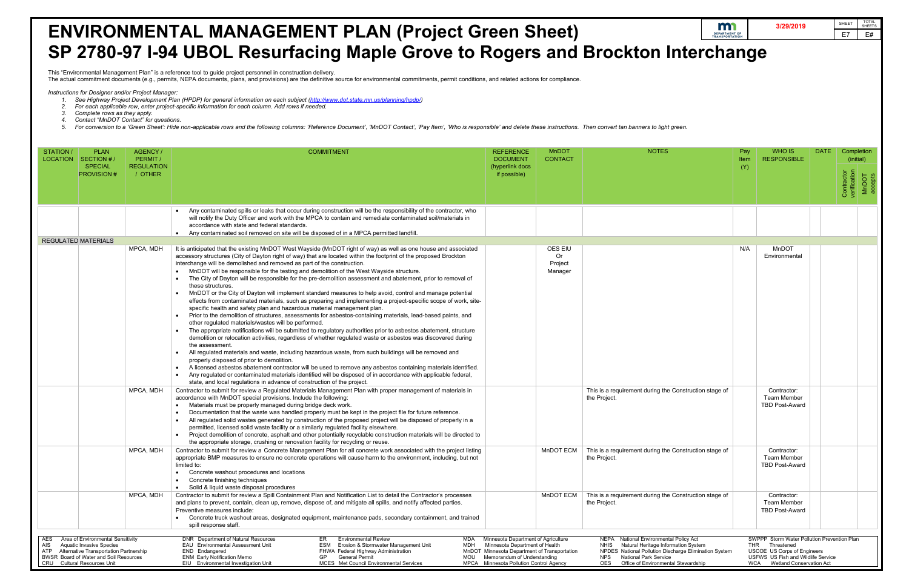# ENVIRONMENTAL MANAGEMENT PLAN (Project Green Sheet)

# SP 2780-97 I-94 UBOL Resurfacing Maple Grove to Rogers and Brockton Interchange

3/29/2019

| SHEET | TOTAL SHEETS |
|---|---|
| E7 | E# |

This "Environmental Management Plan" is a reference tool to guide project personnel in construction delivery.
The actual commitment documents (e.g., permits, NEPA documents, plans, and provisions) are the definitive source for environmental commitments, permit conditions, and related actions for compliance.

*Instructions for Designer and/or Project Manager:*

1. *See Highway Project Development Plan (HPDP) for general information on each subject (http://www.dot.state.mn.us/planning/hpdp/)*
2. *For each applicable row, enter project-specific information for each column. Add rows if needed.*
3. *Complete rows as they apply.*
4. *Contact "MnDOT Contact" for questions.*
5. *For conversion to a 'Green Sheet': Hide non-applicable rows and the following columns: 'Reference Document', 'MnDOT Contact', 'Pay Item', 'Who is responsible' and delete these instructions. Then convert tan banners to light green.*

| STATION / LOCATION | PLAN SECTION # / SPECIAL PROVISION # | AGENCY / PERMIT / REGULATION / OTHER | COMMITMENT | REFERENCE DOCUMENT (hyperlink docs if possible) | MnDOT CONTACT | NOTES | Pay Item (Y) | WHO IS RESPONSIBLE | DATE | Completion (initial): Contractor verification | Completion (initial): MnDOT accepts |
|---|---|---|---|---|---|---|---|---|---|---|---|
| | | | • Any contaminated spills or leaks that occur during construction will be the responsibility of the contractor, who will notify the Duty Officer and work with the MPCA to contain and remediate contaminated soil/materials in accordance with state and federal standards.<br>• Any contaminated soil removed on site will be disposed of in a MPCA permitted landfill. | | | | | | | | |
| **REGULATED MATERIALS** | | | | | | | | | | | |
| | | MPCA, MDH | It is anticipated that the existing MnDOT West Wayside (MnDOT right of way) as well as one house and associated accessory structures (City of Dayton right of way) that are located within the footprint of the proposed Brockton interchange will be demolished and removed as part of the construction.<br>• MnDOT will be responsible for the testing and demolition of the West Wayside structure.<br>• The City of Dayton will be responsible for the pre-demolition assessment and abatement, prior to removal of these structures.<br>• MnDOT or the City of Dayton will implement standard measures to help avoid, control and manage potential effects from contaminated materials, such as preparing and implementing a project-specific scope of work, site-specific health and safety plan and hazardous material management plan.<br>• Prior to the demolition of structures, assessments for asbestos-containing materials, lead-based paints, and other regulated materials/wastes will be performed.<br>• The appropriate notifications will be submitted to regulatory authorities prior to asbestos abatement, structure demolition or relocation activities, regardless of whether regulated waste or asbestos was discovered during the assessment.<br>• All regulated materials and waste, including hazardous waste, from such buildings will be removed and properly disposed of prior to demolition.<br>• A licensed asbestos abatement contractor will be used to remove any asbestos containing materials identified.<br>• Any regulated or contaminated materials identified will be disposed of in accordance with applicable federal, state, and local regulations in advance of construction of the project. | | OES EIU Or Project Manager | | N/A | MnDOT Environmental | | | |
| | | MPCA, MDH | Contractor to submit for review a Regulated Materials Management Plan with proper management of materials in accordance with MnDOT special provisions. Include the following:<br>• Materials must be properly managed during bridge deck work.<br>• Documentation that the waste was handled properly must be kept in the project file for future reference.<br>• All regulated solid wastes generated by construction of the proposed project will be disposed of properly in a permitted, licensed solid waste facility or a similarly regulated facility elsewhere.<br>• Project demolition of concrete, asphalt and other potentially recyclable construction materials will be directed to the appropriate storage, crushing or renovation facility for recycling or reuse. | | | This is a requirement during the Construction stage of the Project. | | Contractor: Team Member TBD Post-Award | | | |
| | | MPCA, MDH | Contractor to submit for review a Concrete Management Plan for all concrete work associated with the project listing appropriate BMP measures to ensure no concrete operations will cause harm to the environment, including, but not limited to:<br>• Concrete washout procedures and locations<br>• Concrete finishing techniques<br>• Solid & liquid waste disposal procedures | | MnDOT ECM | This is a requirement during the Construction stage of the Project. | | Contractor: Team Member TBD Post-Award | | | |
| | | MPCA, MDH | Contractor to submit for review a Spill Containment Plan and Notification List to detail the Contractor's processes and plans to prevent, contain, clean up, remove, dispose of, and mitigate all spills, and notify affected parties.<br>Preventive measures include:<br>• Concrete truck washout areas, designated equipment, maintenance pads, secondary containment, and trained spill response staff. | | MnDOT ECM | This is a requirement during the Construction stage of the Project. | | Contractor: Team Member TBD Post-Award | | | |

AES Area of Environmental Sensitivity
AIS Aquatic Invasive Species
ATP Alternative Transportation Partnership
BWSR Board of Water and Soil Resources
CRU Cultural Resources Unit
DNR Department of Natural Resources
EAU Environmental Assessment Unit
END Endangered
ENM Early Notification Memo
EIU Environmental Investigation Unit
ER Environmental Review
ESM Erosion & Stormwater Management Unit
FHWA Federal Highway Administration
GP General Permit
MCES Met Council Environmental Services
MDA Minnesota Department of Agriculture
MDH Minnesota Department of Health
MnDOT Minnesota Department of Transportation
MOU Memorandum of Understanding
MPCA Minnesota Pollution Control Agency
NEPA National Environmental Policy Act
NHIS Natural Heritage Information System
NPDES National Pollution Discharge Elimination System
NPS National Park Service
OES Office of Environmental Stewardship
SWPPP Storm Water Pollution Prevention Plan
THR Threatened
USCOE US Corps of Engineers
USFWS US Fish and Wildlife Service
WCA Wetland Conservation Act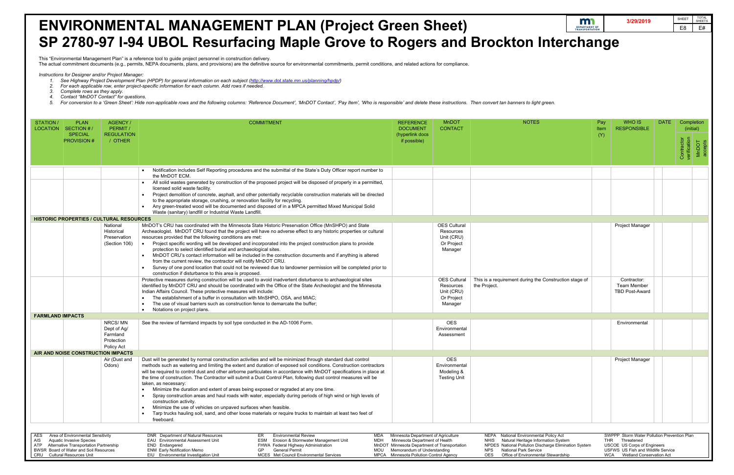# ENVIRONMENTAL MANAGEMENT PLAN (Project Green Sheet)

# SP 2780-97 I-94 UBOL Resurfacing Maple Grove to Rogers and Brockton Interchange

3/29/2019

SHEET E8 | TOTAL SHEETS E#

This "Environmental Management Plan" is a reference tool to guide project personnel in construction delivery.
The actual commitment documents (e.g., permits, NEPA documents, plans, and provisions) are the definitive source for environmental commitments, permit conditions, and related actions for compliance.

*Instructions for Designer and/or Project Manager:*

1. *See Highway Project Development Plan (HPDP) for general information on each subject (http://www.dot.state.mn.us/planning/hpdp/)*
2. *For each applicable row, enter project-specific information for each column. Add rows if needed.*
3. *Complete rows as they apply.*
4. *Contact "MnDOT Contact" for questions.*
5. *For conversion to a 'Green Sheet': Hide non-applicable rows and the following columns: 'Reference Document', 'MnDOT Contact', 'Pay Item', 'Who is responsible' and delete these instructions. Then convert tan banners to light green.*

| STATION / LOCATION | PLAN SECTION # / SPECIAL PROVISION # | AGENCY / PERMIT / REGULATION / OTHER | COMMITMENT | REFERENCE DOCUMENT (hyperlink docs if possible) | MnDOT CONTACT | NOTES | Pay Item (Y) | WHO IS RESPONSIBLE | DATE | Completion (initial) Contractor verification | MnDOT accepts |
|---|---|---|---|---|---|---|---|---|---|---|---|
| | | | • Notification includes Self Reporting procedures and the submittal of the State's Duty Officer report number to the MnDOT ECM. | | | | | | | | |
| | | | • All solid wastes generated by construction of the proposed project will be disposed of properly in a permitted, licensed solid waste facility.<br>• Project demolition of concrete, asphalt, and other potentially recyclable construction materials will be directed to the appropriate storage, crushing, or renovation facility for recycling.<br>• Any green-treated wood will be documented and disposed of in a MPCA permitted Mixed Municipal Solid Waste (sanitary) landfill or Industrial Waste Landfill. | | | | | | | | |
| **HISTORIC PROPERTIES / CULTURAL RESOURCES** | | | | | | | | | | | |
| | | National Historical Preservation (Section 106) | MnDOT's CRU has coordinated with the Minnesota State Historic Preservation Office (MnSHPO) and State Archeaologist. MnDOT CRU found that the project will have no adverse effect to any historic properties or cultural resources provided that the following conditions are met:<br>• Project specific wording will be developed and incorporated into the project construction plans to provide protection to select identified burial and archaeological sites.<br>• MnDOT CRU's contact information will be included in the construction documents and if anything is altered from the current review, the contractor will notify MnDOT CRU.<br>• Survey of one pond location that could not be reviewed due to landowner permission will be completed prior to construction if disturbance to this area is proposed. | | OES Cultural Resources Unit (CRU) Or Project Manager | | | Project Manager | | | |
| | | | Protective measures during construction will be used to avoid inadvertent disturbance to archaeological sites identified by MnDOT CRU and should be coordinated with the Office of the State Archeologist and the Minnesota Indian Affairs Council. These protective measures will include:<br>• The establishment of a buffer in consultation with MnSHPO, OSA, and MIAC;<br>• The use of visual barriers such as construction fence to demarcate the buffer;<br>• Notations on project plans. | | OES Cultural Resources Unit (CRU) Or Project Manager | This is a requirement during the Construction stage of the Project. | | Contractor: Team Member TBD Post-Award | | | |
| **FARMLAND IMPACTS** | | | | | | | | | | | |
| | | NRCS/ MN Dept of Ag/ Farmland Protection Policy Act | See the review of farmland impacts by soil type conducted in the AD-1006 Form. | | OES Environmental Assessment | | | Environmental | | | |
| **AIR AND NOISE CONSTRUCTION IMPACTS** | | | | | | | | | | | |
| | | Air (Dust and Odors) | Dust will be generated by normal construction activities and will be minimized through standard dust control methods such as watering and limiting the extent and duration of exposed soil conditions. Construction contractors will be required to control dust and other airborne particulates in accordance with MnDOT specifications in place at the time of construction. The Contractor will submit a Dust Control Plan, following dust control measures will be taken, as necessary:<br>• Minimize the duration and extent of areas being exposed or regraded at any one time.<br>• Spray construction areas and haul roads with water, especially during periods of high wind or high levels of construction activity.<br>• Minimize the use of vehicles on unpaved surfaces when feasible.<br>• Tarp trucks hauling soil, sand, and other loose materials or require trucks to maintain at least two feet of freeboard. | | OES Environmental Modeling & Testing Unit | | | Project Manager | | | |

AES Area of Environmental Sensitivity
AIS Aquatic Invasive Species
ATP Alternative Transportation Partnership
BWSR Board of Water and Soil Resources
CRU Cultural Resources Unit
DNR Department of Natural Resources
EAU Environmental Assessment Unit
END Endangered
ENM Early Notification Memo
EIU Environmental Investigation Unit
ER Environmental Review
ESM Erosion & Stormwater Management Unit
FHWA Federal Highway Administration
GP General Permit
MCES Met Council Environmental Services
MDA Minnesota Department of Agriculture
MDH Minnesota Department of Health
MnDOT Minnesota Department of Transportation
MOU Memorandum of Understanding
MPCA Minnesota Pollution Control Agency
NEPA National Environmental Policy Act
NHIS Natural Heritage Information System
NPDES National Pollution Discharge Elimination System
NPS National Park Service
OES Office of Environmental Stewardship
SWPPP Storm Water Pollution Prevention Plan
THR Threatened
USCOE US Corps of Engineers
USFWS US Fish and Wildlife Service
WCA Wetland Conservation Act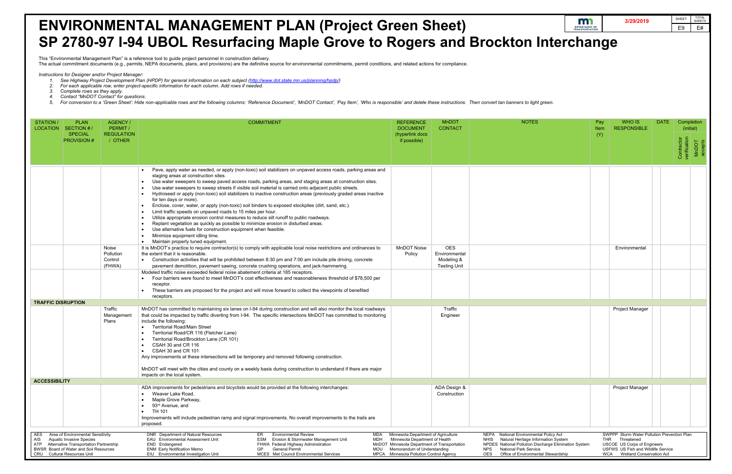# ENVIRONMENTAL MANAGEMENT PLAN (Project Green Sheet)

# SP 2780-97 I-94 UBOL Resurfacing Maple Grove to Rogers and Brockton Interchange

3/29/2019

| SHEET | TOTAL SHEETS |
|---|---|
| E9 | E# |

This "Environmental Management Plan" is a reference tool to guide project personnel in construction delivery.
The actual commitment documents (e.g., permits, NEPA documents, plans, and provisions) are the definitive source for environmental commitments, permit conditions, and related actions for compliance.

*Instructions for Designer and/or Project Manager:*

1. *See Highway Project Development Plan (HPDP) for general information on each subject (http://www.dot.state.mn.us/planning/hpdp/)*
2. *For each applicable row, enter project-specific information for each column. Add rows if needed.*
3. *Complete rows as they apply.*
4. *Contact "MnDOT Contact" for questions.*
5. *For conversion to a 'Green Sheet': Hide non-applicable rows and the following columns: 'Reference Document', 'MnDOT Contact', 'Pay Item', 'Who is responsible' and delete these instructions. Then convert tan banners to light green.*

| STATION / LOCATION | PLAN SECTION # / SPECIAL PROVISION # | AGENCY / PERMIT / REGULATION / OTHER | COMMITMENT | REFERENCE DOCUMENT (hyperlink docs if possible) | MnDOT CONTACT | NOTES | Pay Item (Y) | WHO IS RESPONSIBLE | DATE | Completion (initial): Contractor verification | Completion (initial): MnDOT accepts |
|---|---|---|---|---|---|---|---|---|---|---|---|
| | | | • Pave, apply water as needed, or apply (non-toxic) soil stabilizers on unpaved access roads, parking areas and staging areas at construction sites.<br>• Use water sweepers to sweep paved access roads, parking areas, and staging areas at construction sites.<br>• Use water sweepers to sweep streets if visible soil material is carried onto adjacent public streets.<br>• Hydroseed or apply (non-toxic) soil stabilizers to inactive construction areas (previously graded areas inactive for ten days or more).<br>• Enclose, cover, water, or apply (non-toxic) soil binders to exposed stockpiles (dirt, sand, etc.).<br>• Limit traffic speeds on unpaved roads to 15 miles per hour.<br>• Utilize appropriate erosion control measures to reduce silt runoff to public roadways.<br>• Replant vegetation as quickly as possible to minimize erosion in disturbed areas.<br>• Use alternative fuels for construction equipment when feasible.<br>• Minimize equipment idling time.<br>• Maintain properly tuned equipment. | | | | | | | | |
| | | Noise Pollution Control (FHWA) | It is MnDOT's practice to require contractor(s) to comply with applicable local noise restrictions and ordinances to the extent that it is reasonable.<br>• Construction activities that will be prohibited between 8:30 pm and 7:00 am include pile driving, concrete pavement demolition, pavement sawing, concrete crushing operations, and jack-hammering. | MnDOT Noise Policy | OES Environmental Modeling & Testing Unit | | | Environmental | | | |
| | | | Modeled traffic noise exceeded federal noise abatement criteria at 185 receptors.<br>• Four barriers were found to meet MnDOT's cost effectiveness and reasonableness threshold of $78,500 per receptor.<br>• These barriers are proposed for the project and will move forward to collect the viewpoints of benefited receptors. | | | | | | | | |
| **TRAFFIC DISRUPTION** | | | | | | | | | | | |
| | | Traffic Management Plans | MnDOT has committed to maintaining six lanes on I-94 during construction and will also monitor the local roadways that could be impacted by traffic diverting from I-94. The specific intersections MnDOT has committed to monitoring include the following:<br>• Territorial Road/Main Street<br>• Territorial Road/CR 116 (Fletcher Lane)<br>• Territorial Road/Brockton Lane (CR 101)<br>• CSAH 30 and CR 116<br>• CSAH 30 and CR 101<br>Any improvements at these intersections will be temporary and removed following construction.<br><br>MnDOT will meet with the cities and county on a weekly basis during construction to understand if there are major impacts on the local system. | | Traffic Engineer | | | Project Manager | | | |
| **ACCESSIBILITY** | | | | | | | | | | | |
| | | | ADA improvements for pedestrians and bicyclists would be provided at the following interchanges:<br>• Weaver Lake Road,<br>• Maple Grove Parkway,<br>• 93rd Avenue, and<br>• TH 101<br>Improvements will include pedestrian ramp and signal improvements. No overall improvements to the trails are proposed. | | ADA Design & Construction | | | Project Manager | | | |

AES Area of Environmental Sensitivity
AIS Aquatic Invasive Species
ATP Alternative Transportation Partnership
BWSR Board of Water and Soil Resources
CRU Cultural Resources Unit
DNR Department of Natural Resources
EAU Environmental Assessment Unit
END Endangered
ENM Early Notification Memo
EIU Environmental Investigation Unit
ER Environmental Review
ESM Erosion & Stormwater Management Unit
FHWA Federal Highway Administration
GP General Permit
MCES Met Council Environmental Services
MDA Minnesota Department of Agriculture
MDH Minnesota Department of Health
MnDOT Minnesota Department of Transportation
MOU Memorandum of Understanding
MPCA Minnesota Pollution Control Agency
NEPA National Environmental Policy Act
NHIS Natural Heritage Information System
NPDES National Pollution Discharge Elimination System
NPS National Park Service
OES Office of Environmental Stewardship
SWPPP Storm Water Pollution Prevention Plan
THR Threatened
USCOE US Corps of Engineers
USFWS US Fish and Wildlife Service
WCA Wetland Conservation Act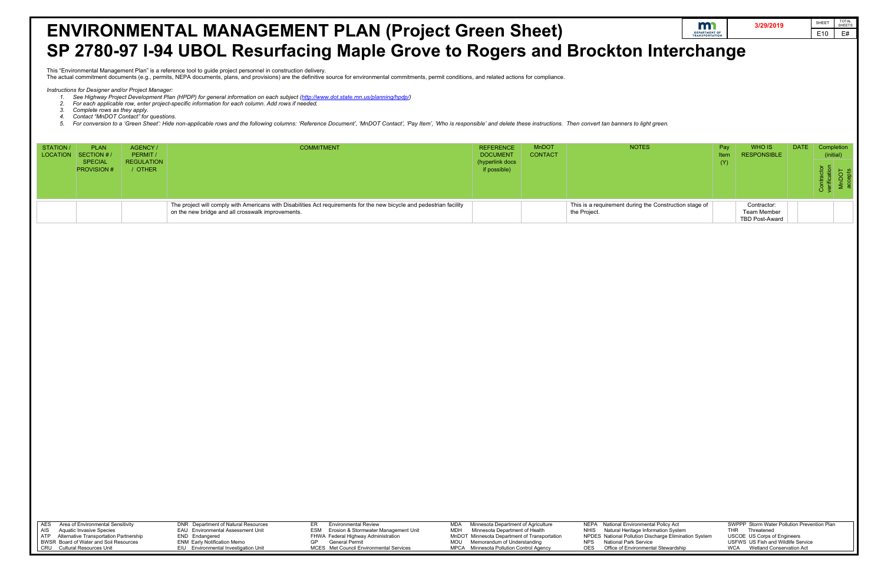# ENVIRONMENTAL MANAGEMENT PLAN (Project Green Sheet)

# SP 2780-97 I-94 UBOL Resurfacing Maple Grove to Rogers and Brockton Interchange

DEPARTMENT OF TRANSPORTATION

3/29/2019

| SHEET | TOTAL SHEETS |
| --- | --- |
| E10 | E# |

This "Environmental Management Plan" is a reference tool to guide project personnel in construction delivery.
The actual commitment documents (e.g., permits, NEPA documents, plans, and provisions) are the definitive source for environmental commitments, permit conditions, and related actions for compliance.

*Instructions for Designer and/or Project Manager:*

1. *See Highway Project Development Plan (HPDP) for general information on each subject (http://www.dot.state.mn.us/planning/hpdp/)*
2. *For each applicable row, enter project-specific information for each column. Add rows if needed.*
3. *Complete rows as they apply.*
4. *Contact "MnDOT Contact" for questions.*
5. *For conversion to a 'Green Sheet': Hide non-applicable rows and the following columns: 'Reference Document', 'MnDOT Contact', 'Pay Item', 'Who is responsible' and delete these instructions. Then convert tan banners to light green.*

| STATION / LOCATION | PLAN SECTION # / SPECIAL PROVISION # | AGENCY / PERMIT / REGULATION / OTHER | COMMITMENT | REFERENCE DOCUMENT (hyperlink docs if possible) | MnDOT CONTACT | NOTES | Pay Item (Y) | WHO IS RESPONSIBLE | DATE | Completion (initial) | |
| --- | --- | --- | --- | --- | --- | --- | --- | --- | --- | --- | --- |
| | | | | | | | | | | Contractor verification | MnDOT accepts |
| | | | The project will comply with Americans with Disabilities Act requirements for the new bicycle and pedestrian facility on the new bridge and all crosswalk improvements. | | | This is a requirement during the Construction stage of the Project. | | Contractor: Team Member TBD Post-Award | | | |

| | | | | | |
| --- | --- | --- | --- | --- | --- |
| AES Area of Environmental Sensitivity | DNR Department of Natural Resources | ER Environmental Review | MDA Minnesota Department of Agriculture | NEPA National Environmental Policy Act | SWPPP Storm Water Pollution Prevention Plan |
| AIS Aquatic Invasive Species | EAU Environmental Assessment Unit | ESM Erosion & Stormwater Management Unit | MDH Minnesota Department of Health | NHIS Natural Heritage Information System | THR Threatened |
| ATP Alternative Transportation Partnership | END Endangered | FHWA Federal Highway Administration | MnDOT Minnesota Department of Transportation | NPDES National Pollution Discharge Elimination System | USCOE US Corps of Engineers |
| BWSR Board of Water and Soil Resources | ENM Early Notification Memo | GP General Permit | MOU Memorandum of Understanding | NPS National Park Service | USFWS US Fish and Wildlife Service |
| CRU Cultural Resources Unit | EIU Environmental Investigation Unit | MCES Met Council Environmental Services | MPCA Minnesota Pollution Control Agency | OES Office of Environmental Stewardship | WCA Wetland Conservation Act |